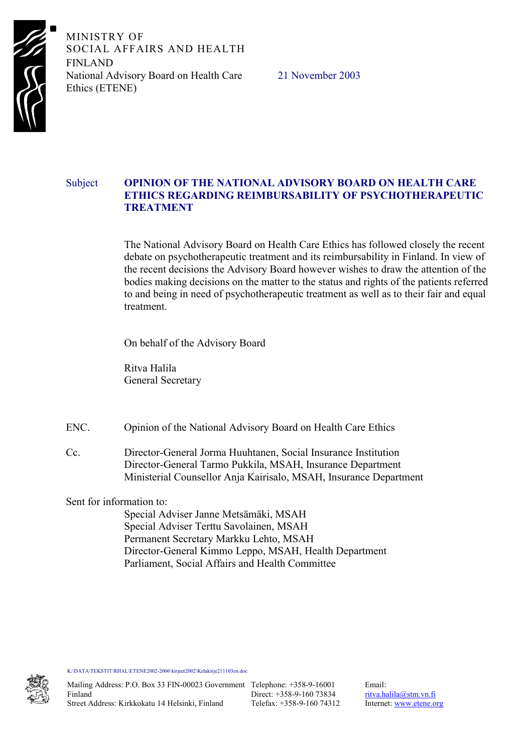MINISTRY OF
SOCIAL AFFAIRS AND HEALTH
FINLAND
National Advisory Board on Health Care Ethics (ETENE)

21 November 2003

Subject **OPINION OF THE NATIONAL ADVISORY BOARD ON HEALTH CARE ETHICS REGARDING REIMBURSABILITY OF PSYCHOTHERAPEUTIC TREATMENT**

The National Advisory Board on Health Care Ethics has followed closely the recent debate on psychotherapeutic treatment and its reimbursability in Finland. In view of the recent decisions the Advisory Board however wishes to draw the attention of the bodies making decisions on the matter to the status and rights of the patients referred to and being in need of psychotherapeutic treatment as well as to their fair and equal treatment.

On behalf of the Advisory Board

Ritva Halila
General Secretary

ENC. Opinion of the National Advisory Board on Health Care Ethics

Cc. Director-General Jorma Huuhtanen, Social Insurance Institution
Director-General Tarmo Pukkila, MSAH, Insurance Department
Ministerial Counsellor Anja Kairisalo, MSAH, Insurance Department

Sent for information to:
Special Adviser Janne Metsämäki, MSAH
Special Adviser Terttu Savolainen, MSAH
Permanent Secretary Markku Lehto, MSAH
Director-General Kimmo Leppo, MSAH, Health Department
Parliament, Social Affairs and Health Committee

K:\DATA\TEKSTIT\RHAL\ETENE2002-2006\kirjeet2002\Kelakirje211103en.doc

Mailing Address: P.O. Box 33 FIN-00023 Government Finland
Street Address: Kirkkokatu 14 Helsinki, Finland
Telephone: +358-9-16001
Direct: +358-9-160 73834
Telefax: +358-9-160 74312
Email: ritva.halila@stm.vn.fi
Internet: www.etene.org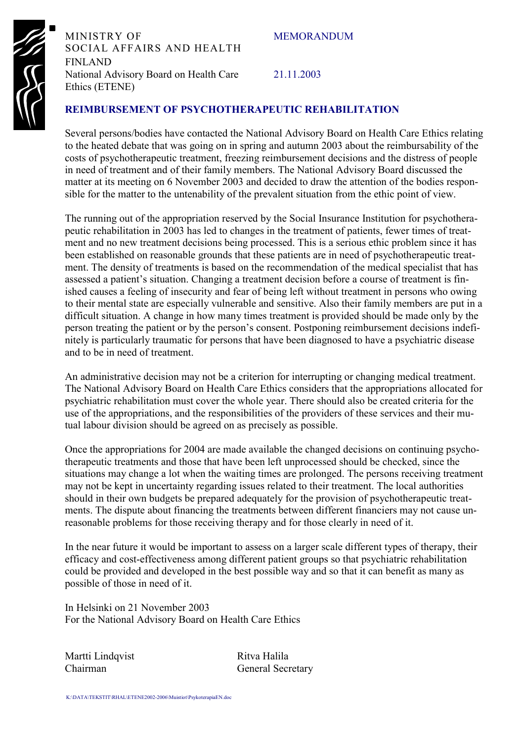MINISTRY OF
SOCIAL AFFAIRS AND HEALTH
FINLAND
National Advisory Board on Health Care Ethics (ETENE)

MEMORANDUM

21.11.2003

## REIMBURSEMENT OF PSYCHOTHERAPEUTIC REHABILITATION

Several persons/bodies have contacted the National Advisory Board on Health Care Ethics relating to the heated debate that was going on in spring and autumn 2003 about the reimbursability of the costs of psychotherapeutic treatment, freezing reimbursement decisions and the distress of people in need of treatment and of their family members. The National Advisory Board discussed the matter at its meeting on 6 November 2003 and decided to draw the attention of the bodies responsible for the matter to the untenability of the prevalent situation from the ethic point of view.

The running out of the appropriation reserved by the Social Insurance Institution for psychotherapeutic rehabilitation in 2003 has led to changes in the treatment of patients, fewer times of treatment and no new treatment decisions being processed. This is a serious ethic problem since it has been established on reasonable grounds that these patients are in need of psychotherapeutic treatment. The density of treatments is based on the recommendation of the medical specialist that has assessed a patient's situation. Changing a treatment decision before a course of treatment is finished causes a feeling of insecurity and fear of being left without treatment in persons who owing to their mental state are especially vulnerable and sensitive. Also their family members are put in a difficult situation. A change in how many times treatment is provided should be made only by the person treating the patient or by the person's consent. Postponing reimbursement decisions indefinitely is particularly traumatic for persons that have been diagnosed to have a psychiatric disease and to be in need of treatment.

An administrative decision may not be a criterion for interrupting or changing medical treatment. The National Advisory Board on Health Care Ethics considers that the appropriations allocated for psychiatric rehabilitation must cover the whole year. There should also be created criteria for the use of the appropriations, and the responsibilities of the providers of these services and their mutual labour division should be agreed on as precisely as possible.

Once the appropriations for 2004 are made available the changed decisions on continuing psychotherapeutic treatments and those that have been left unprocessed should be checked, since the situations may change a lot when the waiting times are prolonged. The persons receiving treatment may not be kept in uncertainty regarding issues related to their treatment. The local authorities should in their own budgets be prepared adequately for the provision of psychotherapeutic treatments. The dispute about financing the treatments between different financiers may not cause unreasonable problems for those receiving therapy and for those clearly in need of it.

In the near future it would be important to assess on a larger scale different types of therapy, their efficacy and cost-effectiveness among different patient groups so that psychiatric rehabilitation could be provided and developed in the best possible way and so that it can benefit as many as possible of those in need of it.

In Helsinki on 21 November 2003
For the National Advisory Board on Health Care Ethics

Martti Lindqvist
Chairman

Ritva Halila
General Secretary

K:\DATA\TEKSTIT\RHAL\ETENE2002-2006\Muistiot\PsykoterapiaEN.doc